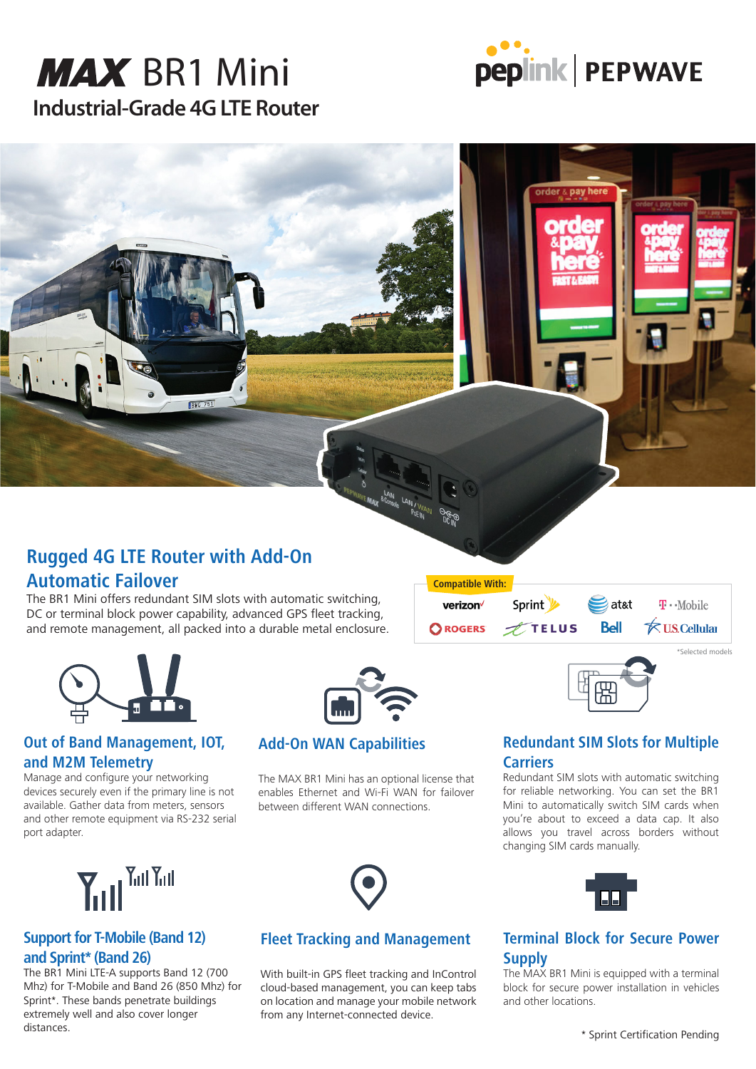# MAX BR1 Mini

## Industrial-Grade 4G LTE Router

## Rugged 4G LTE Router with Add-On Automatic Failover

The BR1 Mini offers redundant SIM slots with automatic switching, DC or terminal block power capability, advanced GPS fleet tracking, and remote management, all packed into a durable metal enclosure.

**Compatible With:**

verizon, Sprint, at&t, T-Mobile, ROGERS, TELUS, Bell, U.S. Cellular

*Selected models

### Out of Band Management, IOT, and M2M Telemetry

Manage and configure your networking devices securely even if the primary line is not available. Gather data from meters, sensors and other remote equipment via RS-232 serial port adapter.

### Add-On WAN Capabilities

The MAX BR1 Mini has an optional license that enables Ethernet and Wi-Fi WAN for failover between different WAN connections.

### Redundant SIM Slots for Multiple Carriers

Redundant SIM slots with automatic switching for reliable networking. You can set the BR1 Mini to automatically switch SIM cards when you're about to exceed a data cap. It also allows you travel across borders without changing SIM cards manually.

### Support for T-Mobile (Band 12) and Sprint* (Band 26)

The BR1 Mini LTE-A supports Band 12 (700 Mhz) for T-Mobile and Band 26 (850 Mhz) for Sprint*. These bands penetrate buildings extremely well and also cover longer distances.

### Fleet Tracking and Management

With built-in GPS fleet tracking and InControl cloud-based management, you can keep tabs on location and manage your mobile network from any Internet-connected device.

### Terminal Block for Secure Power Supply

The MAX BR1 Mini is equipped with a terminal block for secure power installation in vehicles and other locations.

* Sprint Certification Pending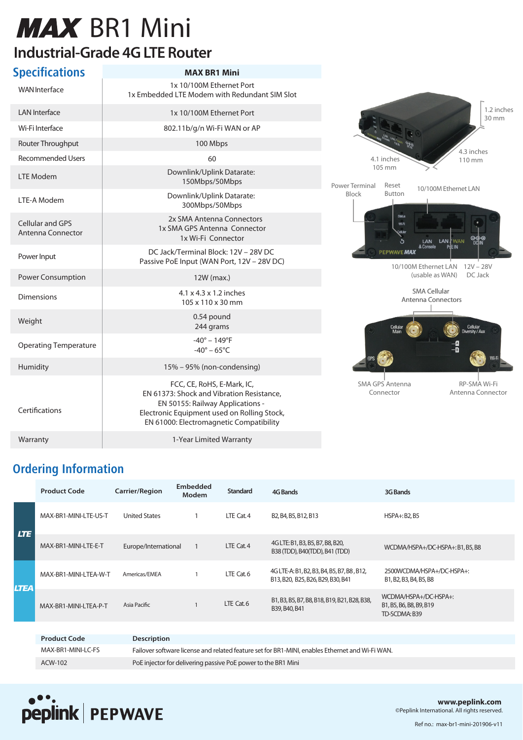# MAX BR1 Mini

## Industrial-Grade 4G LTE Router

## Specifications

| | MAX BR1 Mini |
|---|---|
| WAN Interface | 1x 10/100M Ethernet Port<br>1x Embedded LTE Modem with Redundant SIM Slot |
| LAN Interface | 1x 10/100M Ethernet Port |
| Wi-Fi Interface | 802.11b/g/n Wi-Fi WAN or AP |
| Router Throughput | 100 Mbps |
| Recommended Users | 60 |
| LTE Modem | Downlink/Uplink Datarate:<br>150Mbps/50Mbps |
| LTE-A Modem | Downlink/Uplink Datarate:<br>300Mbps/50Mbps |
| Cellular and GPS Antenna Connector | 2x SMA Antenna Connectors<br>1x SMA GPS Antenna Connector<br>1x Wi-Fi Connector |
| Power Input | DC Jack/Terminal Block: 12V – 28V DC<br>Passive PoE Input (WAN Port, 12V – 28V DC) |
| Power Consumption | 12W (max.) |
| Dimensions | 4.1 x 4.3 x 1.2 inches<br>105 x 110 x 30 mm |
| Weight | 0.54 pound<br>244 grams |
| Operating Temperature | -40° – 149°F<br>-40° – 65°C |
| Humidity | 15% – 95% (non-condensing) |
| Certifications | FCC, CE, RoHS, E-Mark, IC,<br>EN 61373: Shock and Vibration Resistance,<br>EN 50155: Railway Applications - Electronic Equipment used on Rolling Stock,<br>EN 61000: Electromagnetic Compatibility |
| Warranty | 1-Year Limited Warranty |

1.2 inches
30 mm
4.1 inches
105 mm
4.3 inches
110 mm

Power Terminal Block
Reset Button
10/100M Ethernet LAN
10/100M Ethernet LAN (usable as WAN)
12V – 28V DC Jack

SMA Cellular Antenna Connectors
SMA GPS Antenna Connector
RP-SMA Wi-Fi Antenna Connector

## Ordering Information

| | Product Code | Carrier/Region | Embedded Modem | Standard | 4G Bands | 3G Bands |
|---|---|---|---|---|---|---|
| LTE | MAX-BR1-MINI-LTE-US-T | United States | 1 | LTE Cat.4 | B2, B4, B5, B12, B13 | HSPA+: B2, B5 |
| LTE | MAX-BR1-MINI-LTE-E-T | Europe/International | 1 | LTE Cat.4 | 4G LTE: B1, B3, B5, B7, B8, B20, B38 (TDD), B40(TDD), B41 (TDD) | WCDMA/HSPA+/DC-HSPA+: B1, B5, B8 |
| LTEA | MAX-BR1-MINI-LTEA-W-T | Americas/EMEA | 1 | LTE Cat.6 | 4G LTE-A: B1, B2, B3, B4, B5, B7, B8 , B12, B13, B20, B25, B26, B29, B30, B41 | 2500WCDMA/HSPA+/DC-HSPA+: B1, B2, B3, B4, B5, B8 |
| LTEA | MAX-BR1-MINI-LTEA-P-T | Asia Pacific | 1 | LTE Cat.6 | B1, B3, B5, B7, B8, B18, B19, B21, B28, B38, B39, B40, B41 | WCDMA/HSPA+/DC-HSPA+: B1, B5, B6, B8, B9, B19<br>TD-SCDMA: B39 |

| Product Code | Description |
|---|---|
| MAX-BR1-MINI-LC-FS | Failover software license and related feature set for BR1-MINI, enables Ethernet and Wi-Fi WAN. |
| ACW-102 | PoE injector for delivering passive PoE power to the BR1 Mini |

peplink | PEPWAVE

www.peplink.com
©Peplink International. All rights reserved.

Ref no.: max-br1-mini-201906-v11